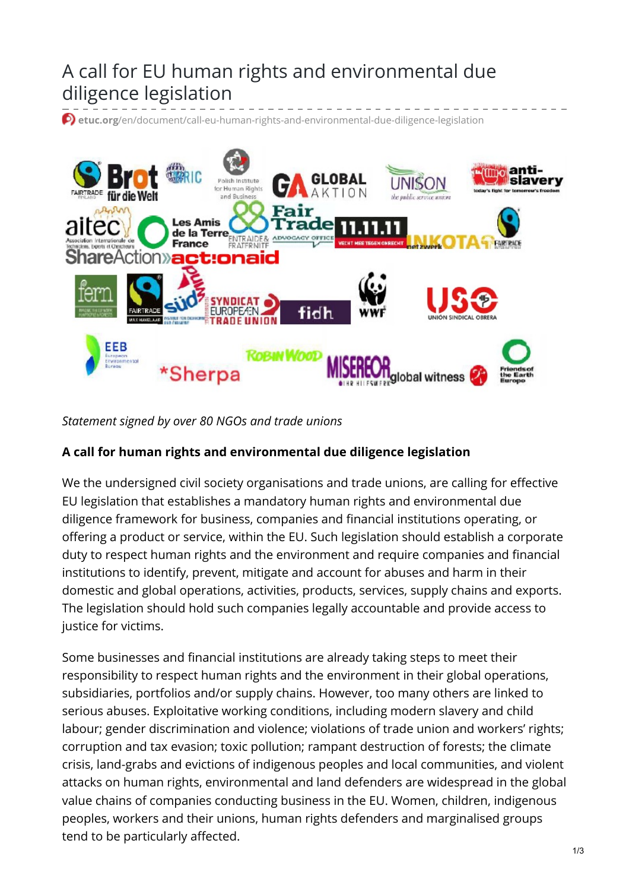# A call for EU human rights and environmental due diligence legislation

etuc.org/en/document/call-eu-human-rights-and-environmental-due-diligence-legislation

*Statement signed by over 80 NGOs and trade unions*

**A call for human rights and environmental due diligence legislation**

We the undersigned civil society organisations and trade unions, are calling for effective EU legislation that establishes a mandatory human rights and environmental due diligence framework for business, companies and financial institutions operating, or offering a product or service, within the EU. Such legislation should establish a corporate duty to respect human rights and the environment and require companies and financial institutions to identify, prevent, mitigate and account for abuses and harm in their domestic and global operations, activities, products, services, supply chains and exports. The legislation should hold such companies legally accountable and provide access to justice for victims.

Some businesses and financial institutions are already taking steps to meet their responsibility to respect human rights and the environment in their global operations, subsidiaries, portfolios and/or supply chains. However, too many others are linked to serious abuses. Exploitative working conditions, including modern slavery and child labour; gender discrimination and violence; violations of trade union and workers' rights; corruption and tax evasion; toxic pollution; rampant destruction of forests; the climate crisis, land-grabs and evictions of indigenous peoples and local communities, and violent attacks on human rights, environmental and land defenders are widespread in the global value chains of companies conducting business in the EU. Women, children, indigenous peoples, workers and their unions, human rights defenders and marginalised groups tend to be particularly affected.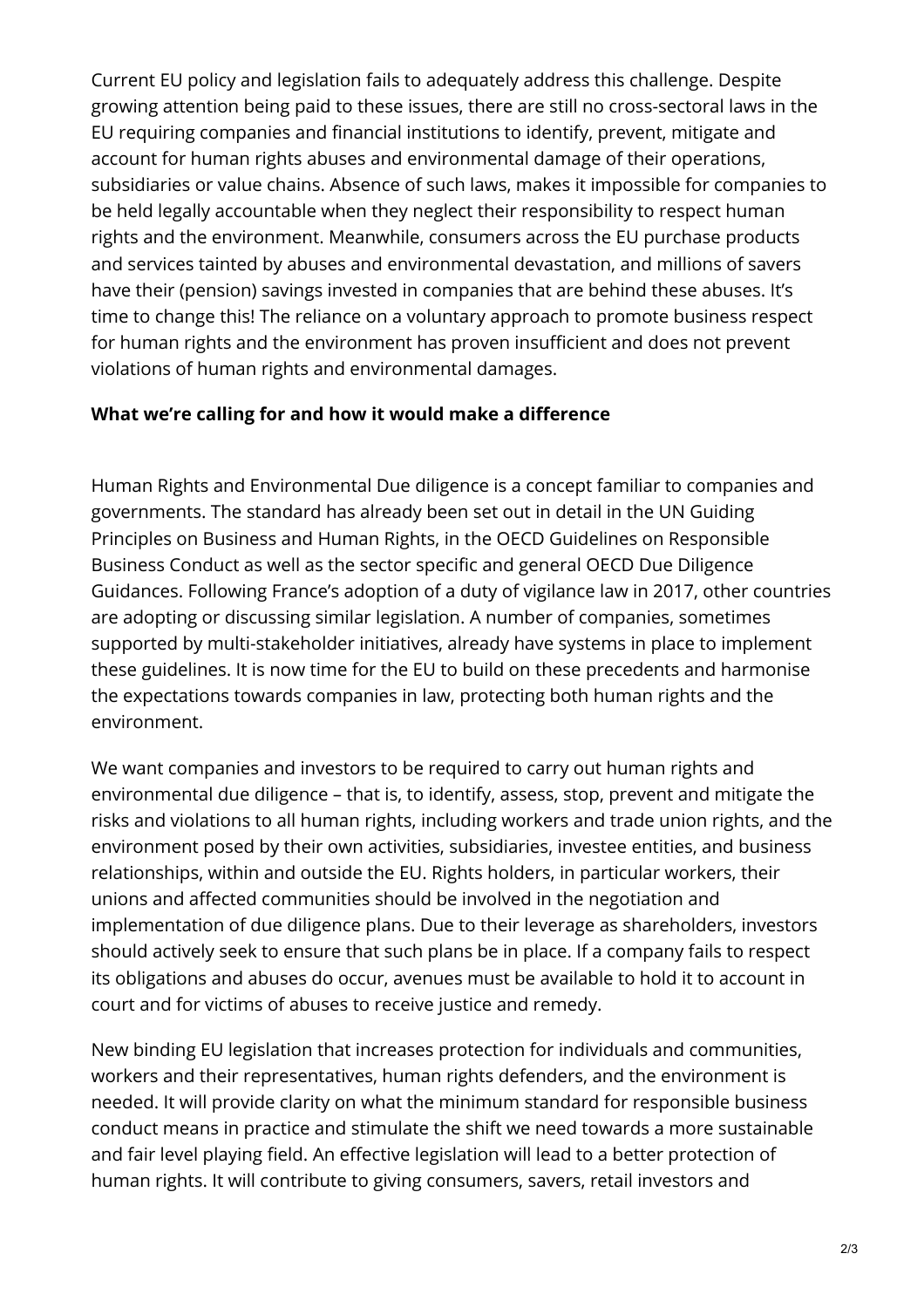Current EU policy and legislation fails to adequately address this challenge. Despite growing attention being paid to these issues, there are still no cross-sectoral laws in the EU requiring companies and financial institutions to identify, prevent, mitigate and account for human rights abuses and environmental damage of their operations, subsidiaries or value chains. Absence of such laws, makes it impossible for companies to be held legally accountable when they neglect their responsibility to respect human rights and the environment. Meanwhile, consumers across the EU purchase products and services tainted by abuses and environmental devastation, and millions of savers have their (pension) savings invested in companies that are behind these abuses. It's time to change this! The reliance on a voluntary approach to promote business respect for human rights and the environment has proven insufficient and does not prevent violations of human rights and environmental damages.

**What we're calling for and how it would make a difference**

Human Rights and Environmental Due diligence is a concept familiar to companies and governments. The standard has already been set out in detail in the UN Guiding Principles on Business and Human Rights, in the OECD Guidelines on Responsible Business Conduct as well as the sector specific and general OECD Due Diligence Guidances. Following France's adoption of a duty of vigilance law in 2017, other countries are adopting or discussing similar legislation. A number of companies, sometimes supported by multi-stakeholder initiatives, already have systems in place to implement these guidelines. It is now time for the EU to build on these precedents and harmonise the expectations towards companies in law, protecting both human rights and the environment.

We want companies and investors to be required to carry out human rights and environmental due diligence – that is, to identify, assess, stop, prevent and mitigate the risks and violations to all human rights, including workers and trade union rights, and the environment posed by their own activities, subsidiaries, investee entities, and business relationships, within and outside the EU. Rights holders, in particular workers, their unions and affected communities should be involved in the negotiation and implementation of due diligence plans. Due to their leverage as shareholders, investors should actively seek to ensure that such plans be in place. If a company fails to respect its obligations and abuses do occur, avenues must be available to hold it to account in court and for victims of abuses to receive justice and remedy.

New binding EU legislation that increases protection for individuals and communities, workers and their representatives, human rights defenders, and the environment is needed. It will provide clarity on what the minimum standard for responsible business conduct means in practice and stimulate the shift we need towards a more sustainable and fair level playing field. An effective legislation will lead to a better protection of human rights. It will contribute to giving consumers, savers, retail investors and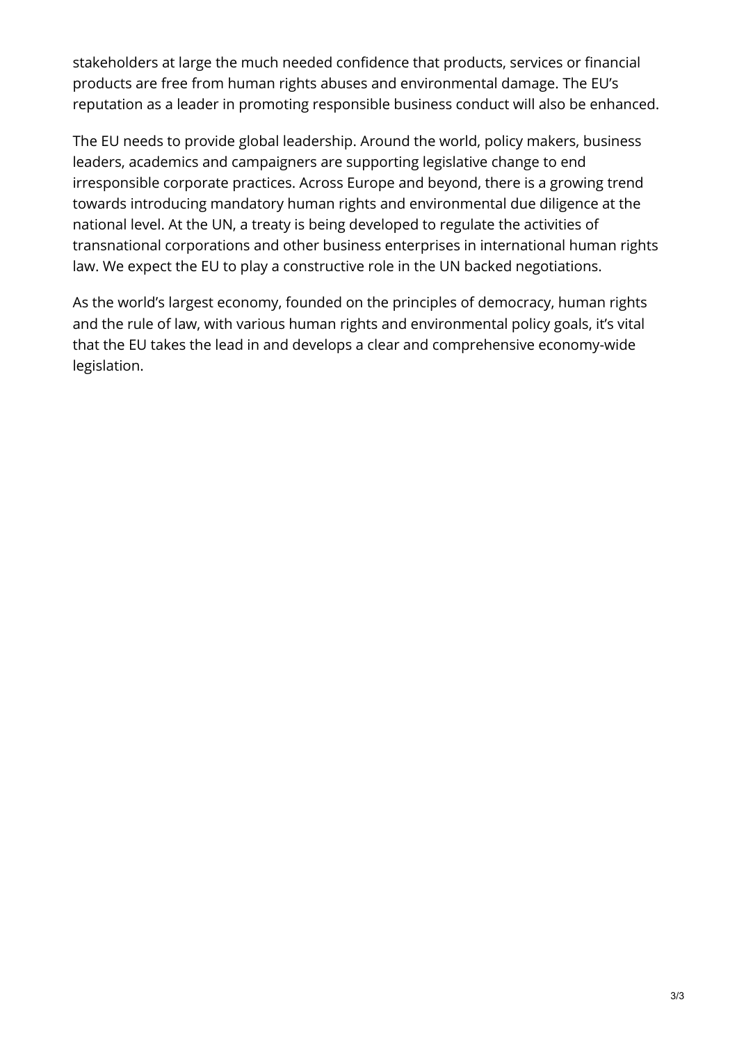stakeholders at large the much needed confidence that products, services or financial products are free from human rights abuses and environmental damage. The EU's reputation as a leader in promoting responsible business conduct will also be enhanced.

The EU needs to provide global leadership. Around the world, policy makers, business leaders, academics and campaigners are supporting legislative change to end irresponsible corporate practices. Across Europe and beyond, there is a growing trend towards introducing mandatory human rights and environmental due diligence at the national level. At the UN, a treaty is being developed to regulate the activities of transnational corporations and other business enterprises in international human rights law. We expect the EU to play a constructive role in the UN backed negotiations.

As the world's largest economy, founded on the principles of democracy, human rights and the rule of law, with various human rights and environmental policy goals, it's vital that the EU takes the lead in and develops a clear and comprehensive economy-wide legislation.